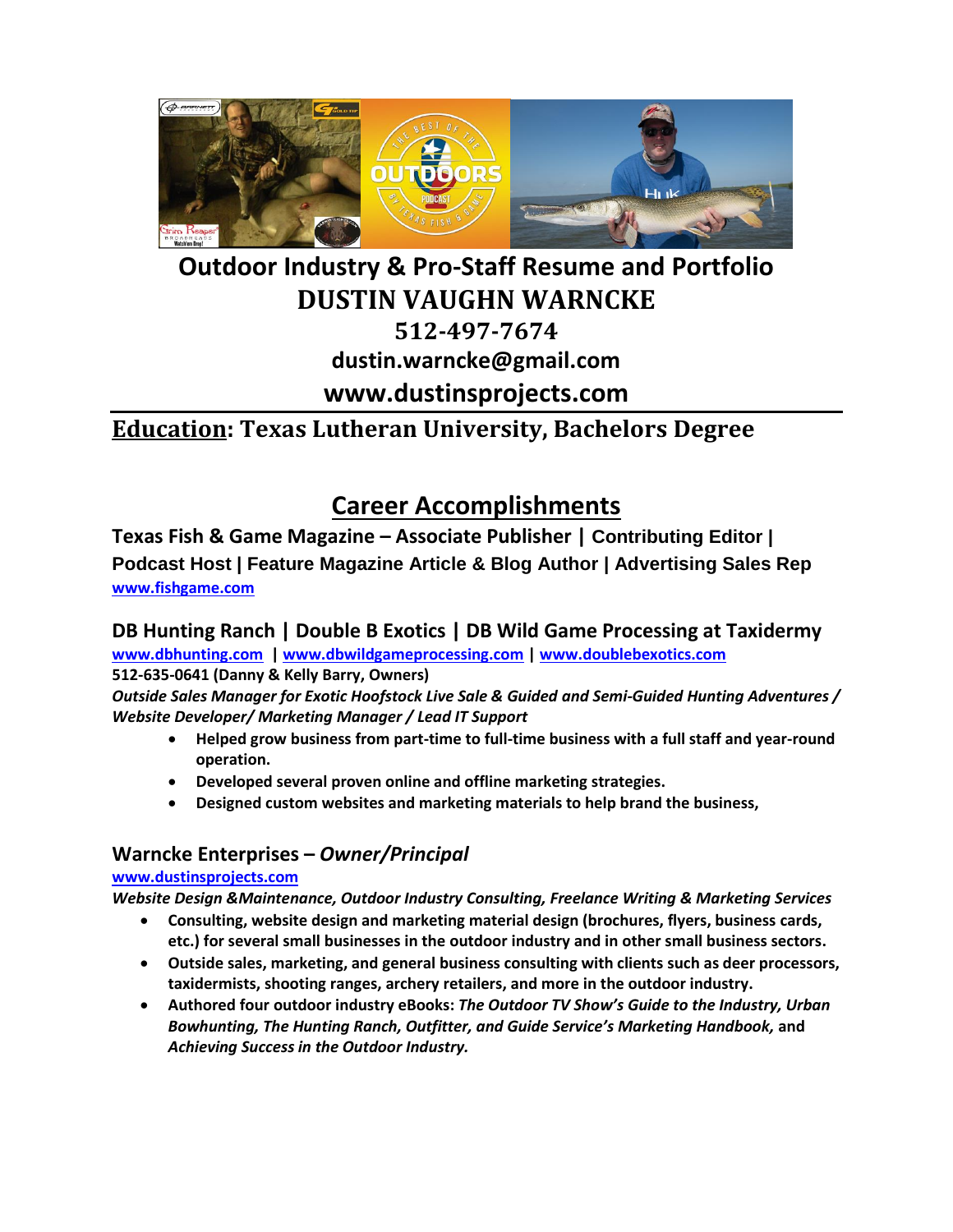# Outdoor Industry & Pro-Staff Resume and Portfolio

# DUSTIN VAUGHN WARNCKE

## 512-497-7674

## dustin.warncke@gmail.com

## www.dustinsprojects.com

---

## Education: Texas Lutheran University, Bachelors Degree

# Career Accomplishments

### Texas Fish & Game Magazine – Associate Publisher | Contributing Editor | Podcast Host | Feature Magazine Article & Blog Author | Advertising Sales Rep

[www.fishgame.com](http://www.fishgame.com)

### DB Hunting Ranch | Double B Exotics | DB Wild Game Processing at Taxidermy

[www.dbhunting.com](http://www.dbhunting.com) | [www.dbwildgameprocessing.com](http://www.dbwildgameprocessing.com) | [www.doublebexotics.com](http://www.doublebexotics.com)

**512-635-0641 (Danny & Kelly Barry, Owners)**

***Outside Sales Manager for Exotic Hoofstock Live Sale & Guided and Semi-Guided Hunting Adventures / Website Developer/ Marketing Manager / Lead IT Support***

- **Helped grow business from part-time to full-time business with a full staff and year-round operation.**
- **Developed several proven online and offline marketing strategies.**
- **Designed custom websites and marketing materials to help brand the business,**

### Warncke Enterprises – *Owner/Principal*

[www.dustinsprojects.com](http://www.dustinsprojects.com)

***Website Design &Maintenance, Outdoor Industry Consulting, Freelance Writing & Marketing Services***

- **Consulting, website design and marketing material design (brochures, flyers, business cards, etc.) for several small businesses in the outdoor industry and in other small business sectors.**
- **Outside sales, marketing, and general business consulting with clients such as deer processors, taxidermists, shooting ranges, archery retailers, and more in the outdoor industry.**
- **Authored four outdoor industry eBooks: *The Outdoor TV Show's Guide to the Industry, Urban Bowhunting, The Hunting Ranch, Outfitter, and Guide Service's Marketing Handbook,* and *Achieving Success in the Outdoor Industry.***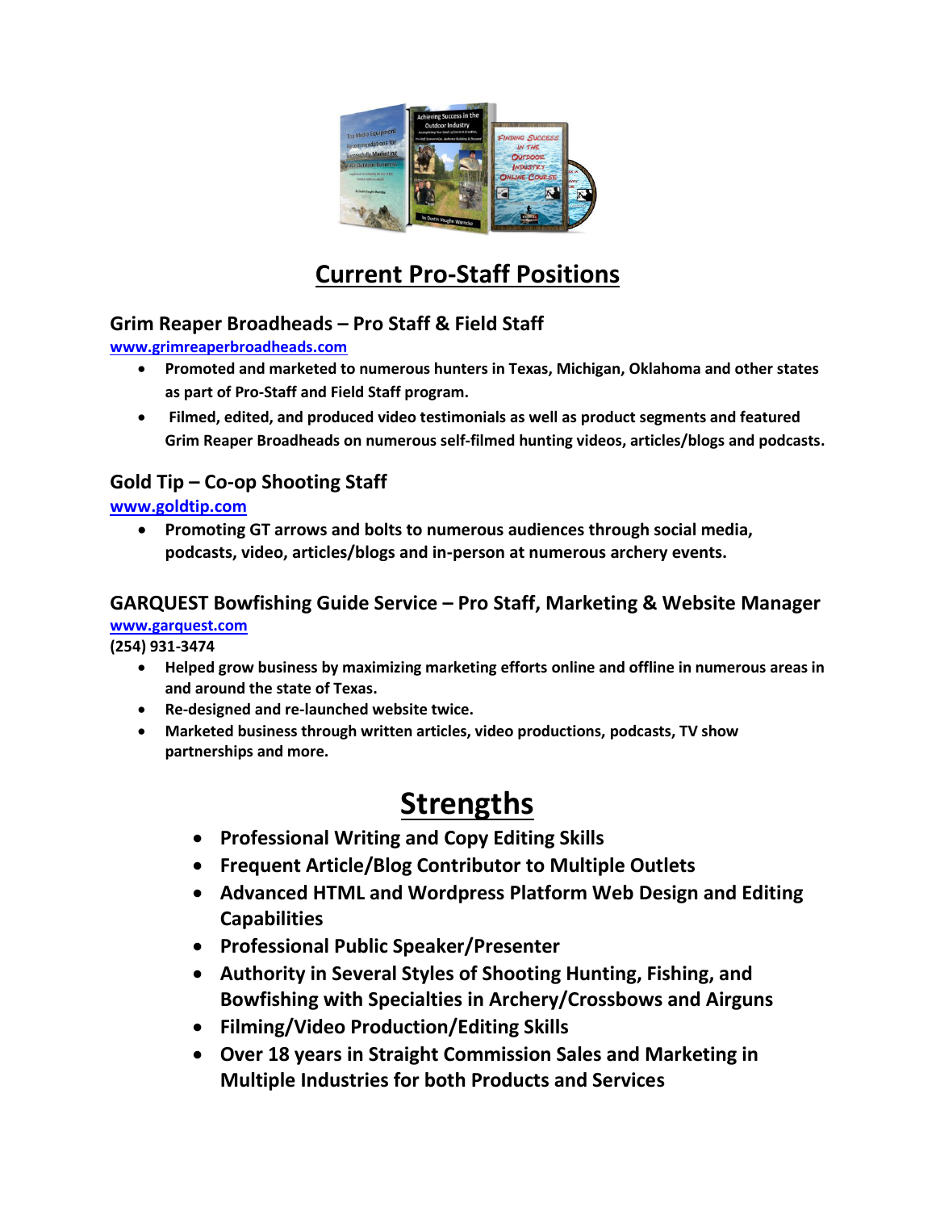## Current Pro-Staff Positions

### Grim Reaper Broadheads – Pro Staff & Field Staff

**www.grimreaperbroadheads.com**

- **Promoted and marketed to numerous hunters in Texas, Michigan, Oklahoma and other states as part of Pro-Staff and Field Staff program.**
- **Filmed, edited, and produced video testimonials as well as product segments and featured Grim Reaper Broadheads on numerous self-filmed hunting videos, articles/blogs and podcasts.**

### Gold Tip – Co-op Shooting Staff

**www.goldtip.com**

- **Promoting GT arrows and bolts to numerous audiences through social media, podcasts, video, articles/blogs and in-person at numerous archery events.**

### GARQUEST Bowfishing Guide Service – Pro Staff, Marketing & Website Manager

**www.garquest.com**
**(254) 931-3474**

- **Helped grow business by maximizing marketing efforts online and offline in numerous areas in and around the state of Texas.**
- **Re-designed and re-launched website twice.**
- **Marketed business through written articles, video productions, podcasts, TV show partnerships and more.**

## Strengths

- **Professional Writing and Copy Editing Skills**
- **Frequent Article/Blog Contributor to Multiple Outlets**
- **Advanced HTML and Wordpress Platform Web Design and Editing Capabilities**
- **Professional Public Speaker/Presenter**
- **Authority in Several Styles of Shooting Hunting, Fishing, and Bowfishing with Specialties in Archery/Crossbows and Airguns**
- **Filming/Video Production/Editing Skills**
- **Over 18 years in Straight Commission Sales and Marketing in Multiple Industries for both Products and Services**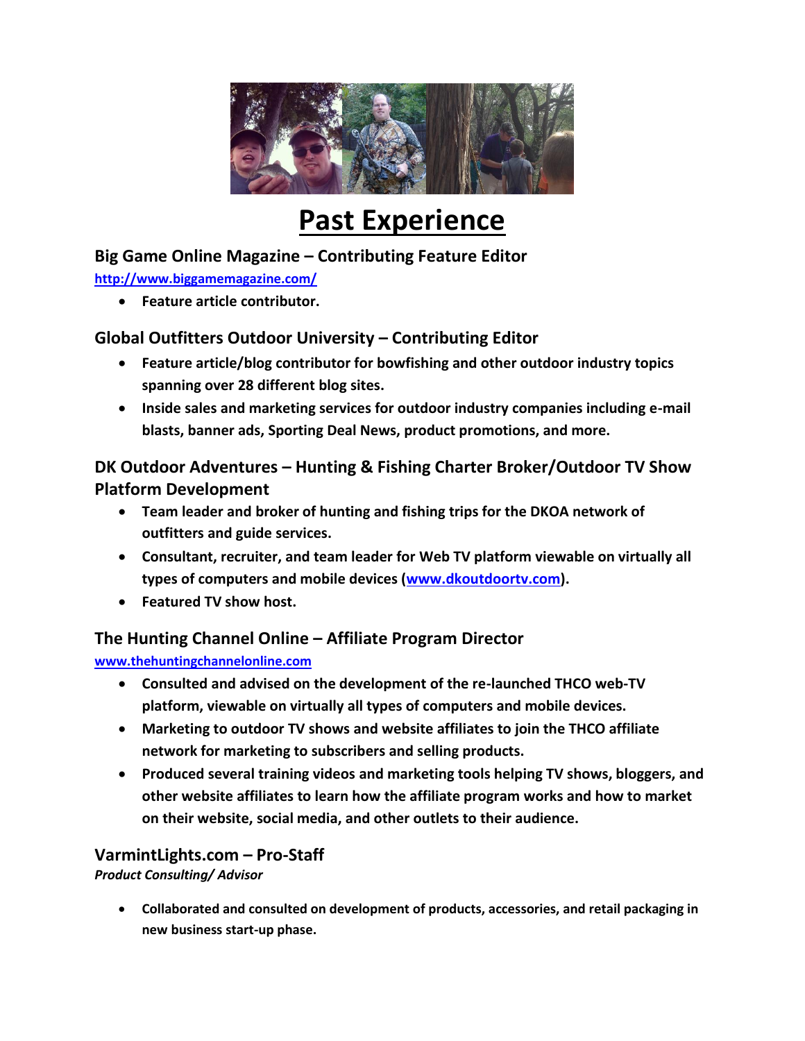# Past Experience

### Big Game Online Magazine – Contributing Feature Editor

**http://www.biggamemagazine.com/**

- **Feature article contributor.**

### Global Outfitters Outdoor University – Contributing Editor

- **Feature article/blog contributor for bowfishing and other outdoor industry topics spanning over 28 different blog sites.**
- **Inside sales and marketing services for outdoor industry companies including e-mail blasts, banner ads, Sporting Deal News, product promotions, and more.**

### DK Outdoor Adventures – Hunting & Fishing Charter Broker/Outdoor TV Show Platform Development

- **Team leader and broker of hunting and fishing trips for the DKOA network of outfitters and guide services.**
- **Consultant, recruiter, and team leader for Web TV platform viewable on virtually all types of computers and mobile devices (www.dkoutdoortv.com).**
- **Featured TV show host.**

### The Hunting Channel Online – Affiliate Program Director

**www.thehuntingchannelonline.com**

- **Consulted and advised on the development of the re-launched THCO web-TV platform, viewable on virtually all types of computers and mobile devices.**
- **Marketing to outdoor TV shows and website affiliates to join the THCO affiliate network for marketing to subscribers and selling products.**
- **Produced several training videos and marketing tools helping TV shows, bloggers, and other website affiliates to learn how the affiliate program works and how to market on their website, social media, and other outlets to their audience.**

### VarmintLights.com – Pro-Staff

***Product Consulting/ Advisor***

- **Collaborated and consulted on development of products, accessories, and retail packaging in new business start-up phase.**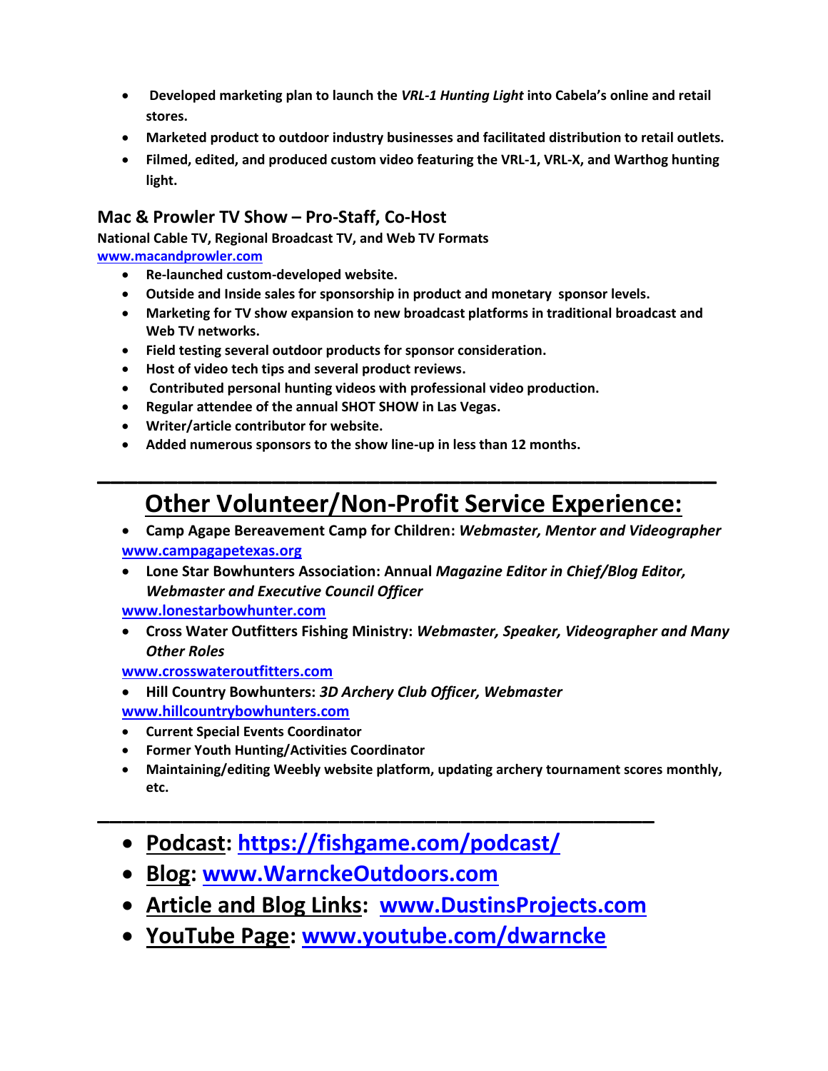- **Developed marketing plan to launch the *VRL-1 Hunting Light* into Cabela's online and retail stores.**
- **Marketed product to outdoor industry businesses and facilitated distribution to retail outlets.**
- **Filmed, edited, and produced custom video featuring the VRL-1, VRL-X, and Warthog hunting light.**

### Mac & Prowler TV Show – Pro-Staff, Co-Host

**National Cable TV, Regional Broadcast TV, and Web TV Formats**

**www.macandprowler.com**

- **Re-launched custom-developed website.**
- **Outside and Inside sales for sponsorship in product and monetary sponsor levels.**
- **Marketing for TV show expansion to new broadcast platforms in traditional broadcast and Web TV networks.**
- **Field testing several outdoor products for sponsor consideration.**
- **Host of video tech tips and several product reviews.**
- **Contributed personal hunting videos with professional video production.**
- **Regular attendee of the annual SHOT SHOW in Las Vegas.**
- **Writer/article contributor for website.**
- **Added numerous sponsors to the show line-up in less than 12 months.**

---

## Other Volunteer/Non-Profit Service Experience:

- **Camp Agape Bereavement Camp for Children: *Webmaster, Mentor and Videographer***

**www.campagapetexas.org**

- **Lone Star Bowhunters Association: Annual *Magazine Editor in Chief/Blog Editor, Webmaster and Executive Council Officer***

**www.lonestarbowhunter.com**

- **Cross Water Outfitters Fishing Ministry: *Webmaster, Speaker, Videographer and Many Other Roles***

**www.crosswateroutfitters.com**

- **Hill Country Bowhunters: *3D Archery Club Officer, Webmaster***

**www.hillcountrybowhunters.com**

- **Current Special Events Coordinator**
- **Former Youth Hunting/Activities Coordinator**
- **Maintaining/editing Weebly website platform, updating archery tournament scores monthly, etc.**

---

- **Podcast: https://fishgame.com/podcast/**
- **Blog: www.WarnckeOutdoors.com**
- **Article and Blog Links: www.DustinsProjects.com**
- **YouTube Page: www.youtube.com/dwarncke**